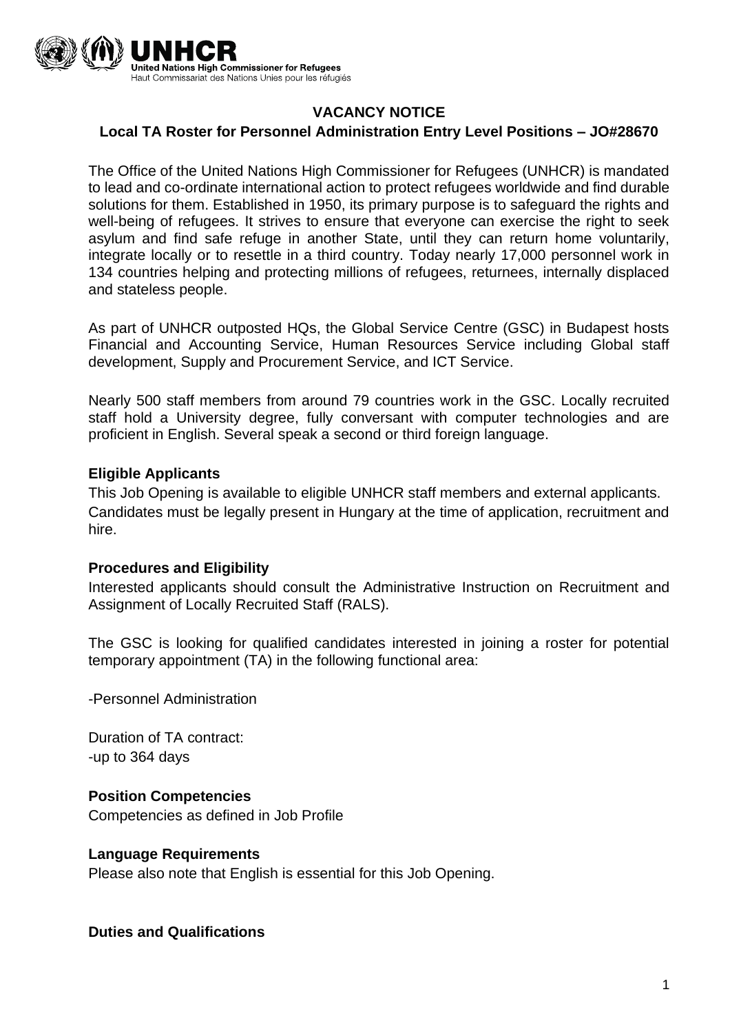UNHCR
United Nations High Commissioner for Refugees
Haut Commissariat des Nations Unies pour les réfugiés

# VACANCY NOTICE

## Local TA Roster for Personnel Administration Entry Level Positions – JO#28670

The Office of the United Nations High Commissioner for Refugees (UNHCR) is mandated to lead and co-ordinate international action to protect refugees worldwide and find durable solutions for them. Established in 1950, its primary purpose is to safeguard the rights and well-being of refugees. It strives to ensure that everyone can exercise the right to seek asylum and find safe refuge in another State, until they can return home voluntarily, integrate locally or to resettle in a third country. Today nearly 17,000 personnel work in 134 countries helping and protecting millions of refugees, returnees, internally displaced and stateless people.

As part of UNHCR outposted HQs, the Global Service Centre (GSC) in Budapest hosts Financial and Accounting Service, Human Resources Service including Global staff development, Supply and Procurement Service, and ICT Service.

Nearly 500 staff members from around 79 countries work in the GSC. Locally recruited staff hold a University degree, fully conversant with computer technologies and are proficient in English. Several speak a second or third foreign language.

### Eligible Applicants

This Job Opening is available to eligible UNHCR staff members and external applicants.
Candidates must be legally present in Hungary at the time of application, recruitment and hire.

### Procedures and Eligibility

Interested applicants should consult the Administrative Instruction on Recruitment and Assignment of Locally Recruited Staff (RALS).

The GSC is looking for qualified candidates interested in joining a roster for potential temporary appointment (TA) in the following functional area:

-Personnel Administration

Duration of TA contract:
-up to 364 days

### Position Competencies

Competencies as defined in Job Profile

### Language Requirements

Please also note that English is essential for this Job Opening.

### Duties and Qualifications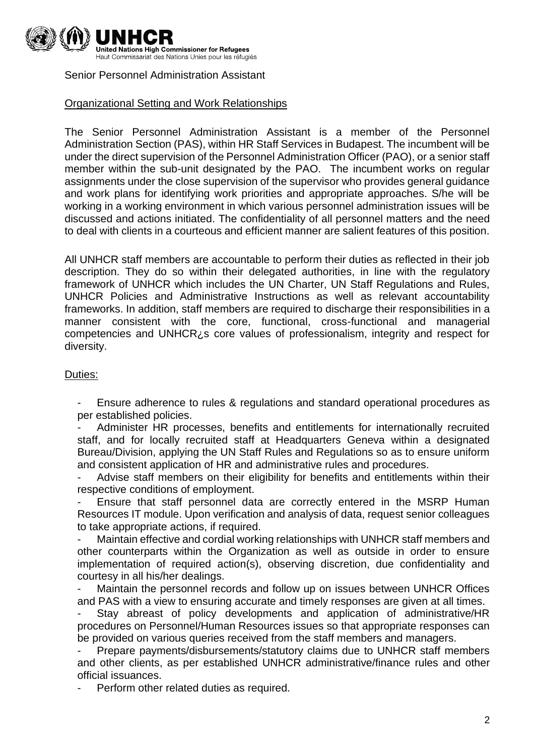Senior Personnel Administration Assistant

## Organizational Setting and Work Relationships

The Senior Personnel Administration Assistant is a member of the Personnel Administration Section (PAS), within HR Staff Services in Budapest. The incumbent will be under the direct supervision of the Personnel Administration Officer (PAO), or a senior staff member within the sub-unit designated by the PAO. The incumbent works on regular assignments under the close supervision of the supervisor who provides general guidance and work plans for identifying work priorities and appropriate approaches. S/he will be working in a working environment in which various personnel administration issues will be discussed and actions initiated. The confidentiality of all personnel matters and the need to deal with clients in a courteous and efficient manner are salient features of this position.

All UNHCR staff members are accountable to perform their duties as reflected in their job description. They do so within their delegated authorities, in line with the regulatory framework of UNHCR which includes the UN Charter, UN Staff Regulations and Rules, UNHCR Policies and Administrative Instructions as well as relevant accountability frameworks. In addition, staff members are required to discharge their responsibilities in a manner consistent with the core, functional, cross-functional and managerial competencies and UNHCR¿s core values of professionalism, integrity and respect for diversity.

## Duties:

- Ensure adherence to rules & regulations and standard operational procedures as per established policies.
- Administer HR processes, benefits and entitlements for internationally recruited staff, and for locally recruited staff at Headquarters Geneva within a designated Bureau/Division, applying the UN Staff Rules and Regulations so as to ensure uniform and consistent application of HR and administrative rules and procedures.
- Advise staff members on their eligibility for benefits and entitlements within their respective conditions of employment.
- Ensure that staff personnel data are correctly entered in the MSRP Human Resources IT module. Upon verification and analysis of data, request senior colleagues to take appropriate actions, if required.
- Maintain effective and cordial working relationships with UNHCR staff members and other counterparts within the Organization as well as outside in order to ensure implementation of required action(s), observing discretion, due confidentiality and courtesy in all his/her dealings.
- Maintain the personnel records and follow up on issues between UNHCR Offices and PAS with a view to ensuring accurate and timely responses are given at all times.
- Stay abreast of policy developments and application of administrative/HR procedures on Personnel/Human Resources issues so that appropriate responses can be provided on various queries received from the staff members and managers.
- Prepare payments/disbursements/statutory claims due to UNHCR staff members and other clients, as per established UNHCR administrative/finance rules and other official issuances.
- Perform other related duties as required.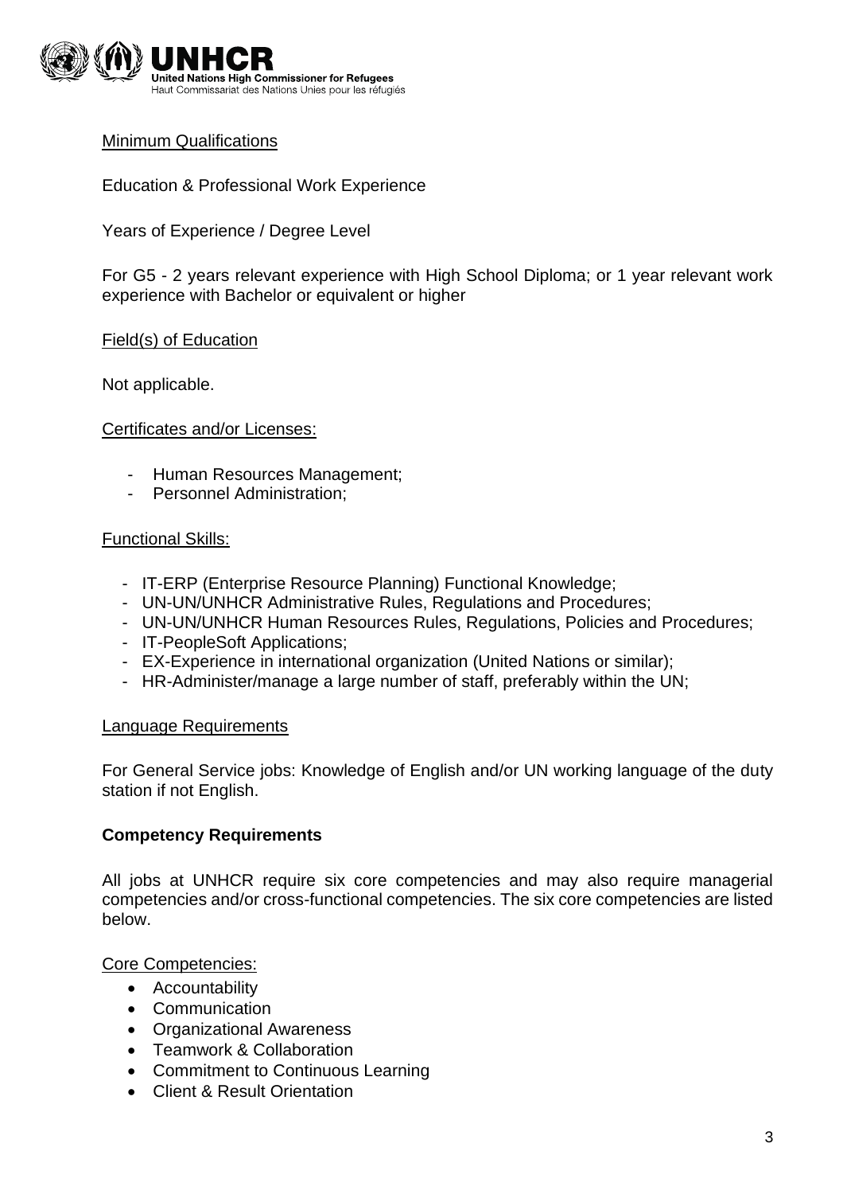Minimum Qualifications

Education & Professional Work Experience

Years of Experience / Degree Level

For G5 - 2 years relevant experience with High School Diploma; or 1 year relevant work experience with Bachelor or equivalent or higher

Field(s) of Education

Not applicable.

Certificates and/or Licenses:

- Human Resources Management;
- Personnel Administration;

Functional Skills:

- IT-ERP (Enterprise Resource Planning) Functional Knowledge;
- UN-UN/UNHCR Administrative Rules, Regulations and Procedures;
- UN-UN/UNHCR Human Resources Rules, Regulations, Policies and Procedures;
- IT-PeopleSoft Applications;
- EX-Experience in international organization (United Nations or similar);
- HR-Administer/manage a large number of staff, preferably within the UN;

Language Requirements

For General Service jobs: Knowledge of English and/or UN working language of the duty station if not English.

**Competency Requirements**

All jobs at UNHCR require six core competencies and may also require managerial competencies and/or cross-functional competencies. The six core competencies are listed below.

Core Competencies:

- Accountability
- Communication
- Organizational Awareness
- Teamwork & Collaboration
- Commitment to Continuous Learning
- Client & Result Orientation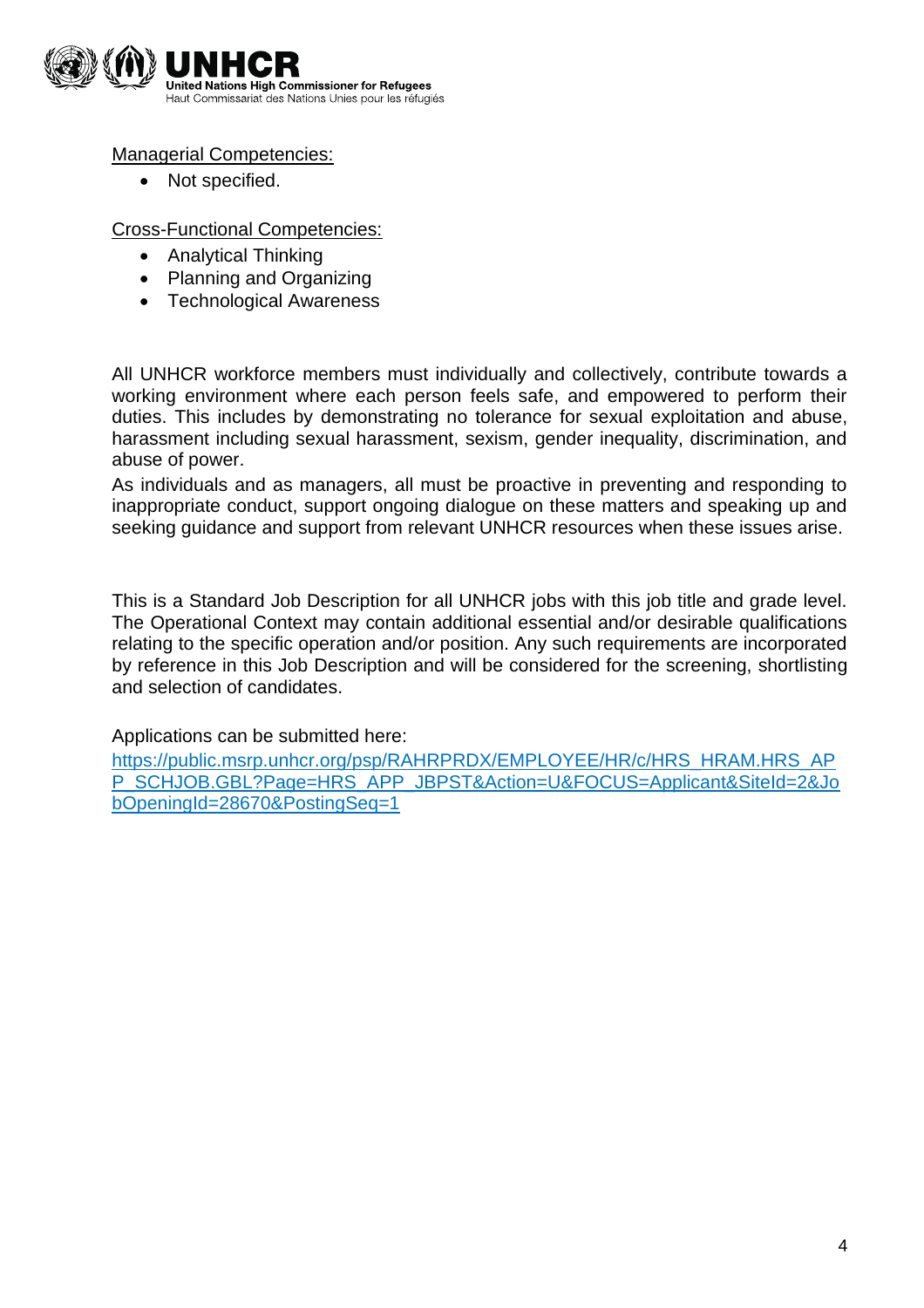<u>Managerial Competencies:</u>

- Not specified.

<u>Cross-Functional Competencies:</u>

- Analytical Thinking
- Planning and Organizing
- Technological Awareness

All UNHCR workforce members must individually and collectively, contribute towards a working environment where each person feels safe, and empowered to perform their duties. This includes by demonstrating no tolerance for sexual exploitation and abuse, harassment including sexual harassment, sexism, gender inequality, discrimination, and abuse of power.

As individuals and as managers, all must be proactive in preventing and responding to inappropriate conduct, support ongoing dialogue on these matters and speaking up and seeking guidance and support from relevant UNHCR resources when these issues arise.

This is a Standard Job Description for all UNHCR jobs with this job title and grade level. The Operational Context may contain additional essential and/or desirable qualifications relating to the specific operation and/or position. Any such requirements are incorporated by reference in this Job Description and will be considered for the screening, shortlisting and selection of candidates.

Applications can be submitted here:
[https://public.msrp.unhcr.org/psp/RAHRPRDX/EMPLOYEE/HR/c/HRS_HRAM.HRS_APP_SCHJOB.GBL?Page=HRS_APP_JBPST&Action=U&FOCUS=Applicant&SiteId=2&JobOpeningId=28670&PostingSeq=1](https://public.msrp.unhcr.org/psp/RAHRPRDX/EMPLOYEE/HR/c/HRS_HRAM.HRS_APP_SCHJOB.GBL?Page=HRS_APP_JBPST&Action=U&FOCUS=Applicant&SiteId=2&JobOpeningId=28670&PostingSeq=1)